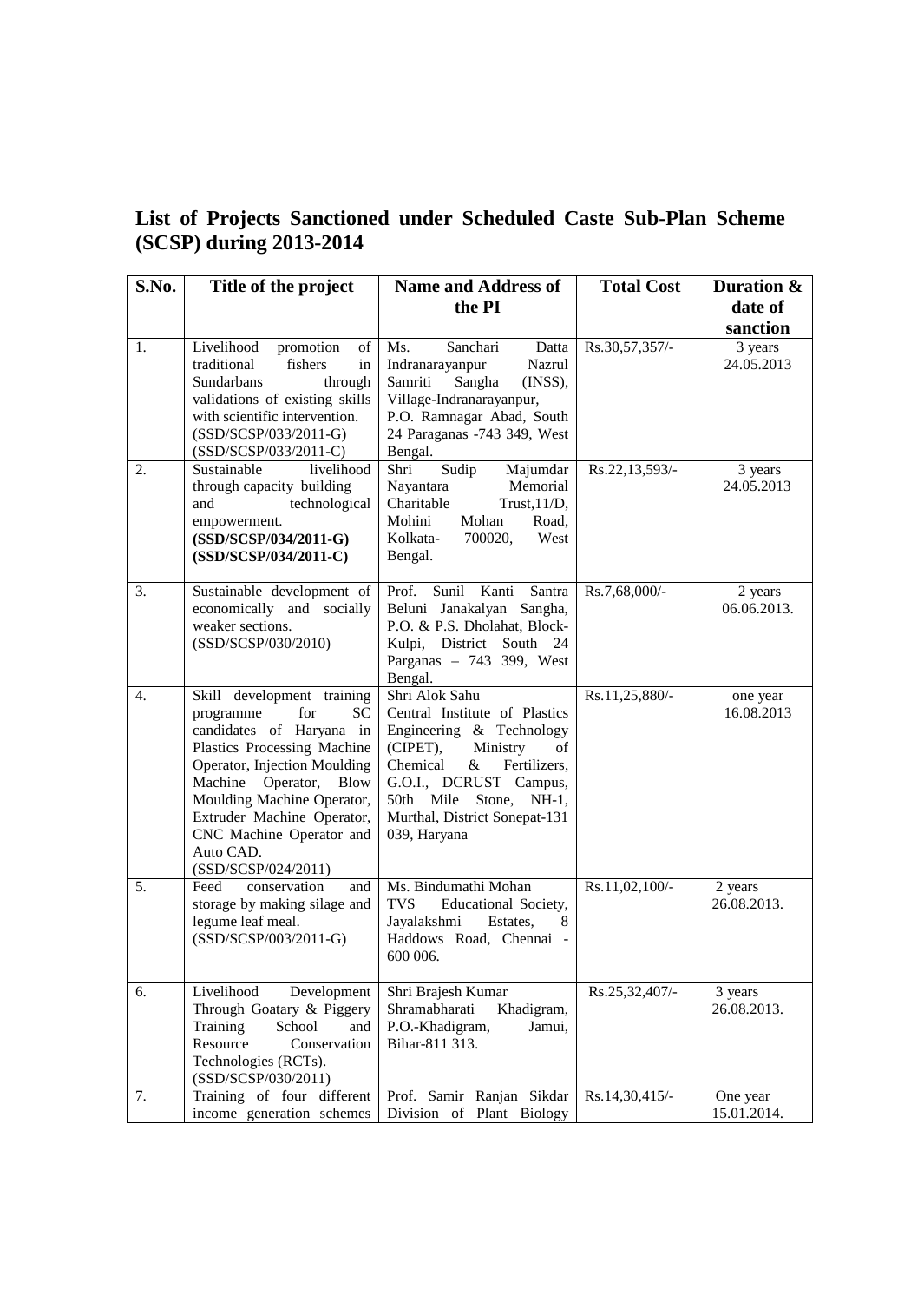## List of Projects Sanctioned under Scheduled Caste Sub-Plan Scheme (SCSP) during 2013-2014

| S.No. | Title of the project | Name and Address of the PI | Total Cost | Duration & date of sanction |
|---|---|---|---|---|
| 1. | Livelihood promotion of traditional fishers in Sundarbans through validations of existing skills with scientific intervention. (SSD/SCSP/033/2011-G) (SSD/SCSP/033/2011-C) | Ms. Sanchari Datta Indranarayanpur Nazrul Samriti Sangha (INSS), Village-Indranarayanpur, P.O. Ramnagar Abad, South 24 Paraganas -743 349, West Bengal. | Rs.30,57,357/- | 3 years 24.05.2013 |
| 2. | Sustainable livelihood through capacity building and technological empowerment. **(SSD/SCSP/034/2011-G) (SSD/SCSP/034/2011-C)** | Shri Sudip Majumdar Nayantara Memorial Charitable Trust,11/D, Mohini Mohan Road, Kolkata- 700020, West Bengal. | Rs.22,13,593/- | 3 years 24.05.2013 |
| 3. | Sustainable development of economically and socially weaker sections. (SSD/SCSP/030/2010) | Prof. Sunil Kanti Santra Beluni Janakalyan Sangha, P.O. & P.S. Dholahat, Block-Kulpi, District South 24 Parganas – 743 399, West Bengal. | Rs.7,68,000/- | 2 years 06.06.2013. |
| 4. | Skill development training programme for SC candidates of Haryana in Plastics Processing Machine Operator, Injection Moulding Machine Operator, Blow Moulding Machine Operator, Extruder Machine Operator, CNC Machine Operator and Auto CAD. (SSD/SCSP/024/2011) | Shri Alok Sahu Central Institute of Plastics Engineering & Technology (CIPET), Ministry of Chemical & Fertilizers, G.O.I., DCRUST Campus, 50th Mile Stone, NH-1, Murthal, District Sonepat-131 039, Haryana | Rs.11,25,880/- | one year 16.08.2013 |
| 5. | Feed conservation and storage by making silage and legume leaf meal. (SSD/SCSP/003/2011-G) | Ms. Bindumathi Mohan TVS Educational Society, Jayalakshmi Estates, 8 Haddows Road, Chennai - 600 006. | Rs.11,02,100/- | 2 years 26.08.2013. |
| 6. | Livelihood Development Through Goatary & Piggery Training School and Resource Conservation Technologies (RCTs). (SSD/SCSP/030/2011) | Shri Brajesh Kumar Shramabharati Khadigram, P.O.-Khadigram, Jamui, Bihar-811 313. | Rs.25,32,407/- | 3 years 26.08.2013. |
| 7. | Training of four different income generation schemes | Prof. Samir Ranjan Sikdar Division of Plant Biology | Rs.14,30,415/- | One year 15.01.2014. |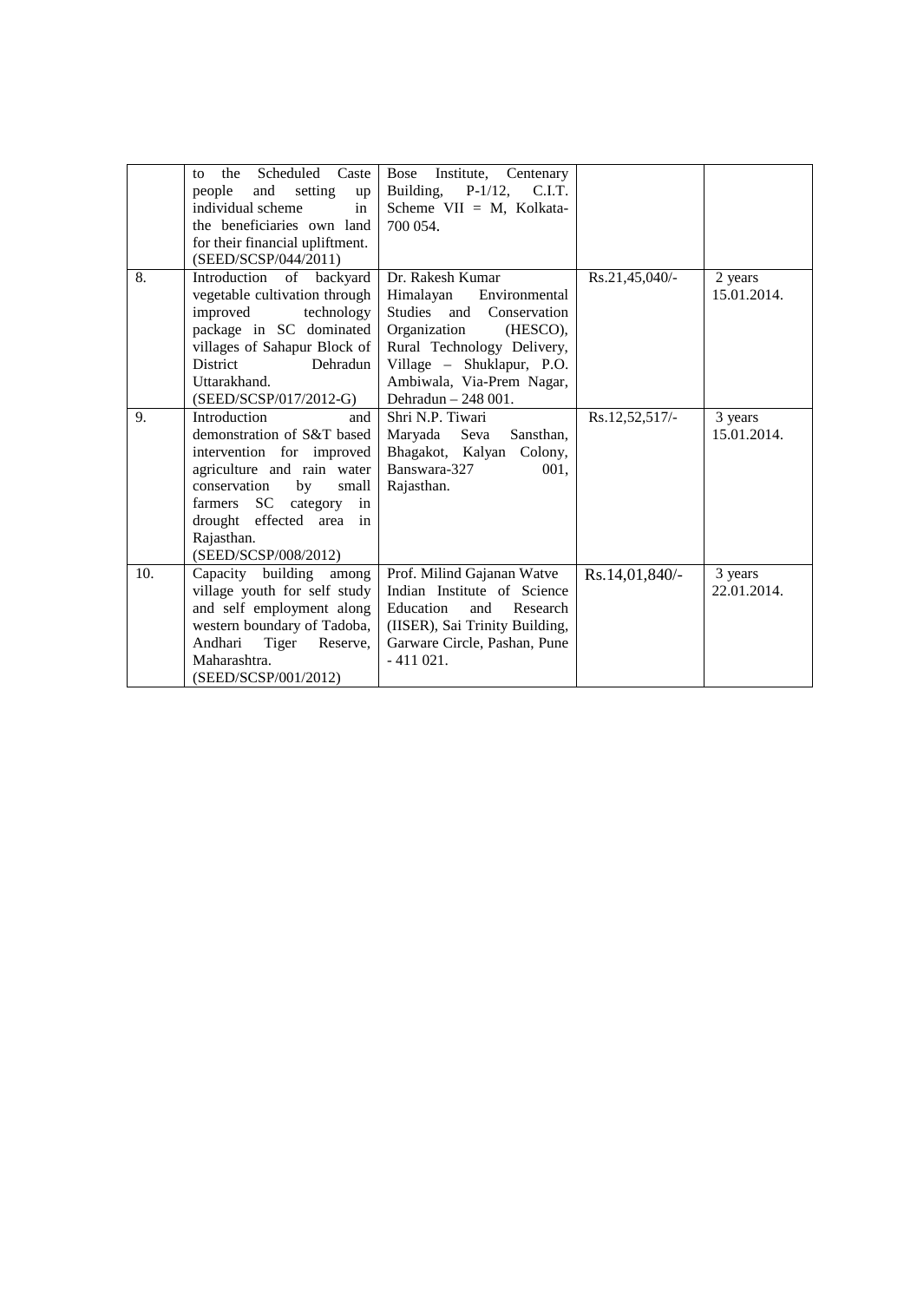| | | | | |
|---|---|---|---|---|
| | to the Scheduled Caste people and setting up individual scheme in the beneficiaries own land for their financial upliftment. (SEED/SCSP/044/2011) | Bose Institute, Centenary Building, P-1/12, C.I.T. Scheme VII = M, Kolkata-700 054. | | |
| 8. | Introduction of backyard vegetable cultivation through improved technology package in SC dominated villages of Sahapur Block of District Dehradun Uttarakhand. (SEED/SCSP/017/2012-G) | Dr. Rakesh Kumar Himalayan Environmental Studies and Conservation Organization (HESCO), Rural Technology Delivery, Village – Shuklapur, P.O. Ambiwala, Via-Prem Nagar, Dehradun – 248 001. | Rs.21,45,040/- | 2 years 15.01.2014. |
| 9. | Introduction and demonstration of S&T based intervention for improved agriculture and rain water conservation by small farmers SC category in drought effected area in Rajasthan. (SEED/SCSP/008/2012) | Shri N.P. Tiwari Maryada Seva Sansthan, Bhagakot, Kalyan Colony, Banswara-327 001, Rajasthan. | Rs.12,52,517/- | 3 years 15.01.2014. |
| 10. | Capacity building among village youth for self study and self employment along western boundary of Tadoba, Andhari Tiger Reserve, Maharashtra. (SEED/SCSP/001/2012) | Prof. Milind Gajanan Watve Indian Institute of Science Education and Research (IISER), Sai Trinity Building, Garware Circle, Pashan, Pune - 411 021. | Rs.14,01,840/- | 3 years 22.01.2014. |